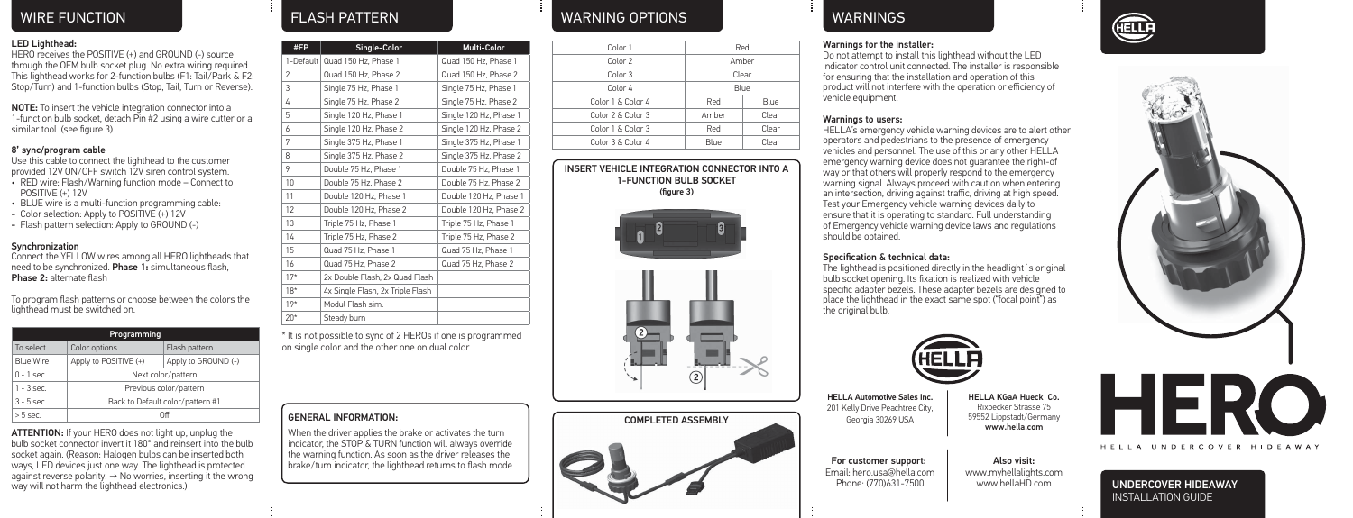## WIRE FUNCTION

### LED Lighthead:

HERO receives the POSITIVE (+) and GROUND (-) source through the OEM bulb socket plug. No extra wiring required. This lighthead works for 2-function bulbs (F1: Tail/Park & F2: Stop/Turn) and 1-function bulbs (Stop, Tail, Turn or Reverse).

**NOTE:** To insert the vehicle integration connector into a 1-function bulb socket, detach Pin #2 using a wire cutter or a similar tool. (see figure 3)

### 8' sync/program cable

Use this cable to connect the lighthead to the customer provided 12V ON/OFF switch 12V siren control system.

- RED wire: Flash/Warning function mode – Connect to POSITIVE (+) 12V
- BLUE wire is a multi-function programming cable:
  - Color selection: Apply to POSITIVE (+) 12V
  - Flash pattern selection: Apply to GROUND (-)

### Synchronization

Connect the YELLOW wires among all HERO lightheads that need to be synchronized. **Phase 1:** simultaneous flash, **Phase 2:** alternate flash

To program flash patterns or choose between the colors the lighthead must be switched on.

| Programming | | |
|---|---|---|
| To select | Color options | Flash pattern |
| Blue Wire | Apply to POSITIVE (+) | Apply to GROUND (-) |
| 0 - 1 sec. | Next color/pattern | |
| 1 - 3 sec. | Previous color/pattern | |
| 3 - 5 sec. | Back to Default color/pattern #1 | |
| > 5 sec. | Off | |

**ATTENTION:** If your HERO does not light up, unplug the bulb socket connector invert it 180° and reinsert into the bulb socket again. (Reason: Halogen bulbs can be inserted both ways, LED devices just one way. The lighthead is protected against reverse polarity. → No worries, inserting it the wrong way will not harm the lighthead electronics.)

## FLASH PATTERN

| #FP | Single-Color | Multi-Color |
|---|---|---|
| 1-Default | Quad 150 Hz, Phase 1 | Quad 150 Hz, Phase 1 |
| 2 | Quad 150 Hz, Phase 2 | Quad 150 Hz, Phase 2 |
| 3 | Single 75 Hz, Phase 1 | Single 75 Hz, Phase 1 |
| 4 | Single 75 Hz, Phase 2 | Single 75 Hz, Phase 2 |
| 5 | Single 120 Hz, Phase 1 | Single 120 Hz, Phase 1 |
| 6 | Single 120 Hz, Phase 2 | Single 120 Hz, Phase 2 |
| 7 | Single 375 Hz, Phase 1 | Single 375 Hz, Phase 1 |
| 8 | Single 375 Hz, Phase 2 | Single 375 Hz, Phase 2 |
| 9 | Double 75 Hz, Phase 1 | Double 75 Hz, Phase 1 |
| 10 | Double 75 Hz, Phase 2 | Double 75 Hz, Phase 2 |
| 11 | Double 120 Hz, Phase 1 | Double 120 Hz, Phase 1 |
| 12 | Double 120 Hz, Phase 2 | Double 120 Hz, Phase 2 |
| 13 | Triple 75 Hz, Phase 1 | Triple 75 Hz, Phase 1 |
| 14 | Triple 75 Hz, Phase 2 | Triple 75 Hz, Phase 2 |
| 15 | Quad 75 Hz, Phase 1 | Quad 75 Hz, Phase 1 |
| 16 | Quad 75 Hz, Phase 2 | Quad 75 Hz, Phase 2 |
| 17* | 2x Double Flash, 2x Quad Flash | |
| 18* | 4x Single Flash, 2x Triple Flash | |
| 19* | Modul Flash sim. | |
| 20* | Steady burn | |

\* It is not possible to sync of 2 HEROs if one is programmed on single color and the other one on dual color.

### GENERAL INFORMATION:

When the driver applies the brake or activates the turn indicator, the STOP & TURN function will always override the warning function. As soon as the driver releases the brake/turn indicator, the lighthead returns to flash mode.

## WARNING OPTIONS

| Color 1 | Red | |
|---|---|---|
| Color 2 | Amber | |
| Color 3 | Clear | |
| Color 4 | Blue | |
| Color 1 & Color 4 | Red | Blue |
| Color 2 & Color 3 | Amber | Clear |
| Color 1 & Color 3 | Red | Clear |
| Color 3 & Color 4 | Blue | Clear |

### INSERT VEHICLE INTEGRATION CONNECTOR INTO A 1-FUNCTION BULB SOCKET

(figure 3)

### COMPLETED ASSEMBLY

## WARNINGS

### Warnings for the installer:

Do not attempt to install this lighthead without the LED indicator control unit connected. The installer is responsible for ensuring that the installation and operation of this product will not interfere with the operation or efficiency of vehicle equipment.

### Warnings to users:

HELLA's emergency vehicle warning devices are to alert other operators and pedestrians to the presence of emergency vehicles and personnel. The use of this or any other HELLA emergency warning device does not guarantee the right-of way or that others will properly respond to the emergency warning signal. Always proceed with caution when entering an intersection, driving against traffic, driving at high speed. Test your Emergency vehicle warning devices daily to ensure that it is operating to standard. Full understanding of Emergency vehicle warning device laws and regulations should be obtained.

### Specification & technical data:

The lighthead is positioned directly in the headlight´s original bulb socket opening. Its fixation is realized with vehicle specific adapter bezels. These adapter bezels are designed to place the lighthead in the exact same spot ("focal point") as the original bulb.

**HELLA Automotive Sales Inc.**
201 Kelly Drive Peachtree City,
Georgia 30269 USA

**HELLA KGaA Hueck Co.**
Rixbecker Strasse 75
59552 Lippstadt/Germany
**www.hella.com**

**For customer support:**
Email: hero.usa@hella.com
Phone: (770)631-7500

**Also visit:**
www.myhellalights.com
www.hellaHD.com

# HERO

HELLA UNDERCOVER HIDEAWAY

**UNDERCOVER HIDEAWAY**
INSTALLATION GUIDE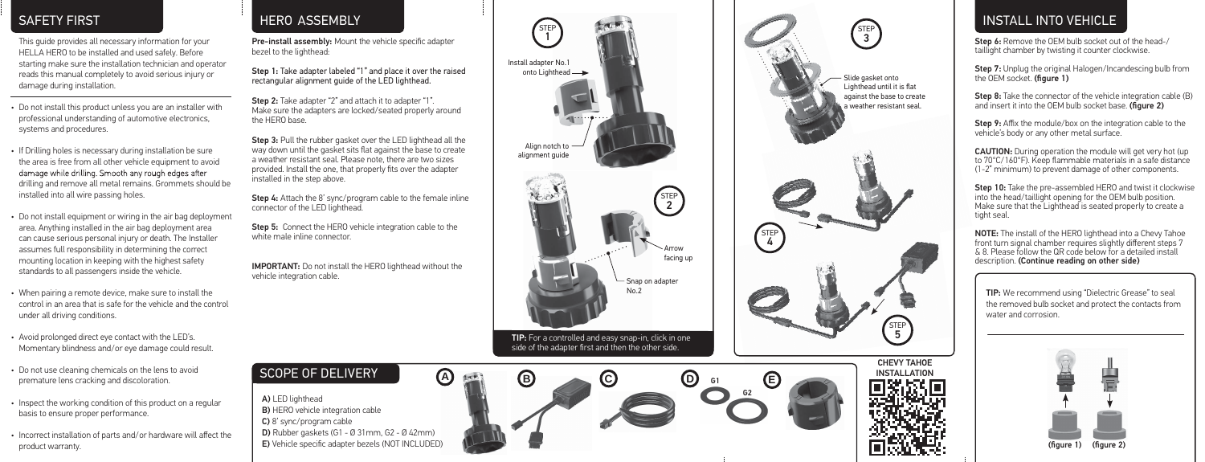## SAFETY FIRST

This guide provides all necessary information for your HELLA HERO to be installed and used safely. Before starting make sure the installation technician and operator reads this manual completely to avoid serious injury or damage during installation.

- Do not install this product unless you are an installer with professional understanding of automotive electronics, systems and procedures.
- If Drilling holes is necessary during installation be sure the area is free from all other vehicle equipment to avoid damage while drilling. Smooth any rough edges after drilling and remove all metal remains. Grommets should be installed into all wire passing holes.
- Do not install equipment or wiring in the air bag deployment area. Anything installed in the air bag deployment area can cause serious personal injury or death. The Installer assumes full responsibility in determining the correct mounting location in keeping with the highest safety standards to all passengers inside the vehicle.
- When pairing a remote device, make sure to install the control in an area that is safe for the vehicle and the control under all driving conditions.
- Avoid prolonged direct eye contact with the LED's. Momentary blindness and/or eye damage could result.
- Do not use cleaning chemicals on the lens to avoid premature lens cracking and discoloration.
- Inspect the working condition of this product on a regular basis to ensure proper performance.
- Incorrect installation of parts and/or hardware will affect the product warranty.

## HERO ASSEMBLY

**Pre-install assembly:** Mount the vehicle specific adapter bezel to the lighthead:

Step 1: Take adapter labeled "1" and place it over the raised rectangular alignment guide of the LED lighthead.

Step 2: Take adapter "2" and attach it to adapter "1". Make sure the adapters are locked/seated properly around the HERO base.

Step 3: Pull the rubber gasket over the LED lighthead all the way down until the gasket sits flat against the base to create a weather resistant seal. Please note, there are two sizes provided. Install the one, that properly fits over the adapter installed in the step above.

Step 4: Attach the 8' sync/program cable to the female inline connector of the LED lighthead.

Step 5: Connect the HERO vehicle integration cable to the white male inline connector.

**IMPORTANT:** Do not install the HERO lighthead without the vehicle integration cable.

STEP 1

Install adapter No.1 onto Lighthead

Align notch to alignment guide

STEP 2

Arrow facing up

Snap on adapter No.2

**TIP:** For a controlled and easy snap-in, click in one side of the adapter first and then the other side.

STEP 3

Slide gasket onto Lighthead until it is flat against the base to create a weather resistant seal.

STEP 4

STEP 5

## SCOPE OF DELIVERY

A) LED lighthead
B) HERO vehicle integration cable
C) 8' sync/program cable
D) Rubber gaskets (G1 - Ø 31mm, G2 - Ø 42mm)
E) Vehicle specific adapter bezels (NOT INCLUDED)

A B C D G1 G2 E

CHEVY TAHOE INSTALLATION

## INSTALL INTO VEHICLE

**Step 6:** Remove the OEM bulb socket out of the head-/taillight chamber by twisting it counter clockwise.

**Step 7:** Unplug the original Halogen/Incandescing bulb from the OEM socket. **(figure 1)**

**Step 8:** Take the connector of the vehicle integration cable (B) and insert it into the OEM bulb socket base. **(figure 2)**

**Step 9:** Affix the module/box on the integration cable to the vehicle's body or any other metal surface.

**CAUTION:** During operation the module will get very hot (up to 70°C/160°F). Keep flammable materials in a safe distance (1-2" minimum) to prevent damage of other components.

**Step 10:** Take the pre-assembled HERO and twist it clockwise into the head/taillight opening for the OEM bulb position. Make sure that the Lighthead is seated properly to create a tight seal.

**NOTE:** The install of the HERO lighthead into a Chevy Tahoe front turn signal chamber requires slightly different steps 7 & 8. Please follow the QR code below for a detailed install description. **(Continue reading on other side)**

**TIP:** We recommend using "Dielectric Grease" to seal the removed bulb socket and protect the contacts from water and corrosion.

(figure 1) (figure 2)